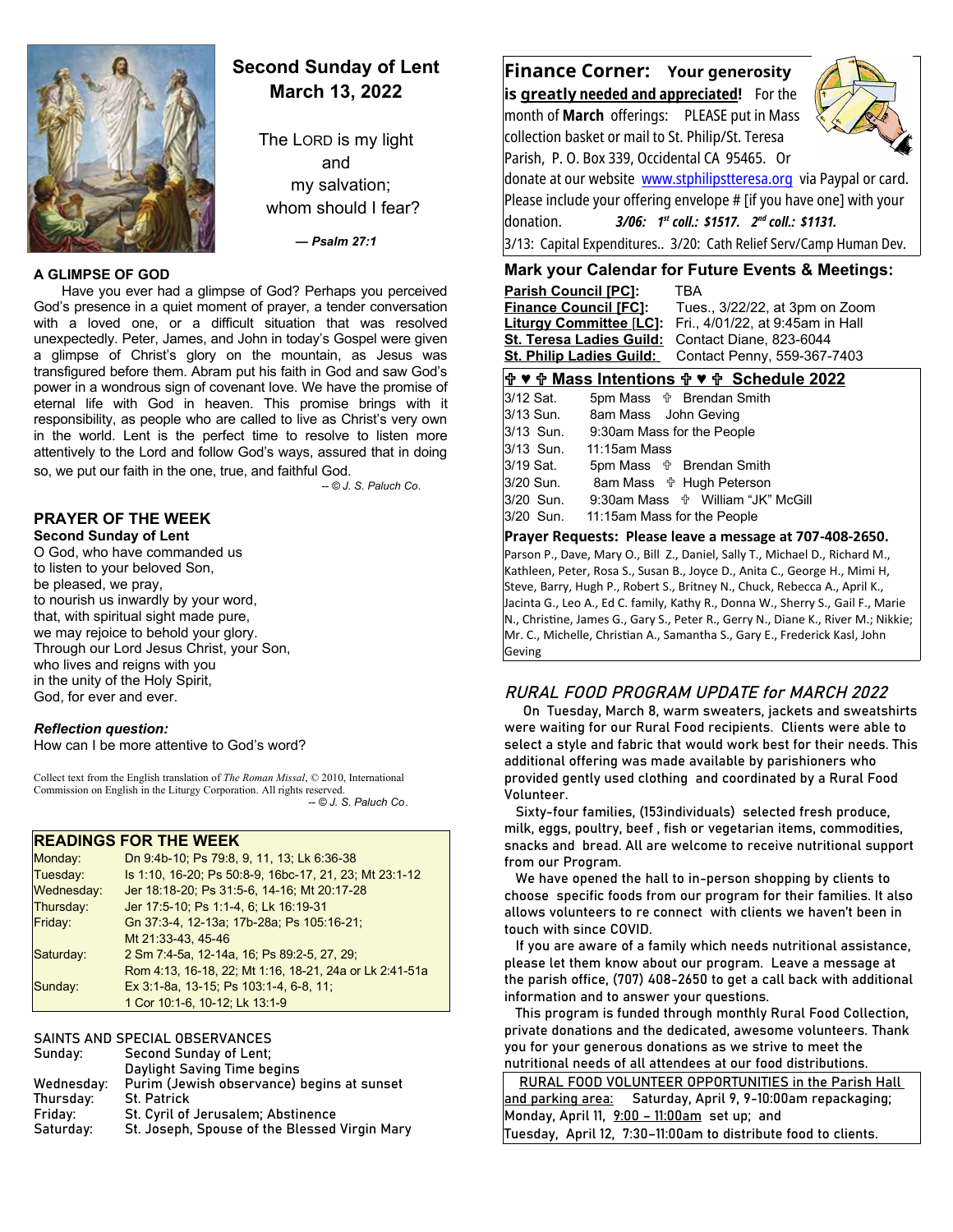# Second Sunday of Lent
# March 13, 2022

The LORD is my light
and
my salvation;
whom should I fear?

*— Psalm 27:1*

### A GLIMPSE OF GOD

Have you ever had a glimpse of God? Perhaps you perceived God's presence in a quiet moment of prayer, a tender conversation with a loved one, or a difficult situation that was resolved unexpectedly. Peter, James, and John in today's Gospel were given a glimpse of Christ's glory on the mountain, as Jesus was transfigured before them. Abram put his faith in God and saw God's power in a wondrous sign of covenant love. We have the promise of eternal life with God in heaven. This promise brings with it responsibility, as people who are called to live as Christ's very own in the world. Lent is the perfect time to resolve to listen more attentively to the Lord and follow God's ways, assured that in doing so, we put our faith in the one, true, and faithful God.

*-- © J. S. Paluch Co.*

### PRAYER OF THE WEEK
**Second Sunday of Lent**

O God, who have commanded us
to listen to your beloved Son,
be pleased, we pray,
to nourish us inwardly by your word,
that, with spiritual sight made pure,
we may rejoice to behold your glory.
Through our Lord Jesus Christ, your Son,
who lives and reigns with you
in the unity of the Holy Spirit,
God, for ever and ever.

***Reflection question:***
How can I be more attentive to God's word?

Collect text from the English translation of *The Roman Missal*, © 2010, International Commission on English in the Liturgy Corporation. All rights reserved.
*-- © J. S. Paluch Co.*

### READINGS FOR THE WEEK

| | |
|---|---|
| Monday: | Dn 9:4b-10; Ps 79:8, 9, 11, 13; Lk 6:36-38 |
| Tuesday: | Is 1:10, 16-20; Ps 50:8-9, 16bc-17, 21, 23; Mt 23:1-12 |
| Wednesday: | Jer 18:18-20; Ps 31:5-6, 14-16; Mt 20:17-28 |
| Thursday: | Jer 17:5-10; Ps 1:1-4, 6; Lk 16:19-31 |
| Friday: | Gn 37:3-4, 12-13a; 17b-28a; Ps 105:16-21; Mt 21:33-43, 45-46 |
| Saturday: | 2 Sm 7:4-5a, 12-14a, 16; Ps 89:2-5, 27, 29; Rom 4:13, 16-18, 22; Mt 1:16, 18-21, 24a or Lk 2:41-51a |
| Sunday: | Ex 3:1-8a, 13-15; Ps 103:1-4, 6-8, 11; 1 Cor 10:1-6, 10-12; Lk 13:1-9 |

### SAINTS AND SPECIAL OBSERVANCES

| | |
|---|---|
| Sunday: | Second Sunday of Lent; Daylight Saving Time begins |
| Wednesday: | Purim (Jewish observance) begins at sunset |
| Thursday: | St. Patrick |
| Friday: | St. Cyril of Jerusalem; Abstinence |
| Saturday: | St. Joseph, Spouse of the Blessed Virgin Mary |

## Finance Corner: Your generosity is <u>greatly needed and appreciated</u>!

For the month of **March** offerings: PLEASE put in Mass collection basket or mail to St. Philip/St. Teresa Parish, P. O. Box 339, Occidental CA 95465. Or donate at our website www.stphilipstteresa.org via Paypal or card. Please include your offering envelope # [if you have one] with your donation. ***3/06: 1st coll.: $1517. 2nd coll.: $1131.***

3/13: Capital Expenditures.. 3/20: Cath Relief Serv/Camp Human Dev.

## Mark your Calendar for Future Events & Meetings:

| | |
|---|---|
| **Parish Council [PC]:** | TBA |
| **Finance Council [FC]:** | Tues., 3/22/22, at 3pm on Zoom |
| **Liturgy Committee [LC]:** | Fri., 4/01/22, at 9:45am in Hall |
| **St. Teresa Ladies Guild:** | Contact Diane, 823-6044 |
| **St. Philip Ladies Guild:** | Contact Penny, 559-367-7403 |

## ✞ ♥ ✞ Mass Intentions ✞ ♥ ✞ Schedule 2022

| | |
|---|---|
| 3/12 Sat. | 5pm Mass ✞ Brendan Smith |
| 3/13 Sun. | 8am Mass John Geving |
| 3/13 Sun. | 9:30am Mass for the People |
| 3/13 Sun. | 11:15am Mass |
| 3/19 Sat. | 5pm Mass ✞ Brendan Smith |
| 3/20 Sun. | 8am Mass ✞ Hugh Peterson |
| 3/20 Sun. | 9:30am Mass ✞ William "JK" McGill |
| 3/20 Sun. | 11:15am Mass for the People |

**Prayer Requests: Please leave a message at 707-408-2650.**

Parson P., Dave, Mary O., Bill Z., Daniel, Sally T., Michael D., Richard M., Kathleen, Peter, Rosa S., Susan B., Joyce D., Anita C., George H., Mimi H, Steve, Barry, Hugh P., Robert S., Britney N., Chuck, Rebecca A., April K., Jacinta G., Leo A., Ed C. family, Kathy R., Donna W., Sherry S., Gail F., Marie N., Christine, James G., Gary S., Peter R., Gerry N., Diane K., River M.; Nikkie; Mr. C., Michelle, Christian A., Samantha S., Gary E., Frederick Kasl, John Geving

## *RURAL FOOD PROGRAM UPDATE for MARCH 2022*

On Tuesday, March 8, warm sweaters, jackets and sweatshirts were waiting for our Rural Food recipients. Clients were able to select a style and fabric that would work best for their needs. This additional offering was made available by parishioners who provided gently used clothing and coordinated by a Rural Food Volunteer.

Sixty-four families, (153individuals) selected fresh produce, milk, eggs, poultry, beef , fish or vegetarian items, commodities, snacks and bread. All are welcome to receive nutritional support from our Program.

We have opened the hall to in-person shopping by clients to choose specific foods from our program for their families. It also allows volunteers to re connect with clients we haven't been in touch with since COVID.

If you are aware of a family which needs nutritional assistance, please let them know about our program. Leave a message at the parish office, (707) 408-2650 to get a call back with additional information and to answer your questions.

This program is funded through monthly Rural Food Collection, private donations and the dedicated, awesome volunteers. Thank you for your generous donations as we strive to meet the nutritional needs of all attendees at our food distributions.

<u>RURAL FOOD VOLUNTEER OPPORTUNITIES in the Parish Hall and parking area:</u> Saturday, April 9, 9-10:00am repackaging; Monday, April 11, <u>9:00 – 11:00am</u> set up; and Tuesday, April 12, 7:30–11:00am to distribute food to clients.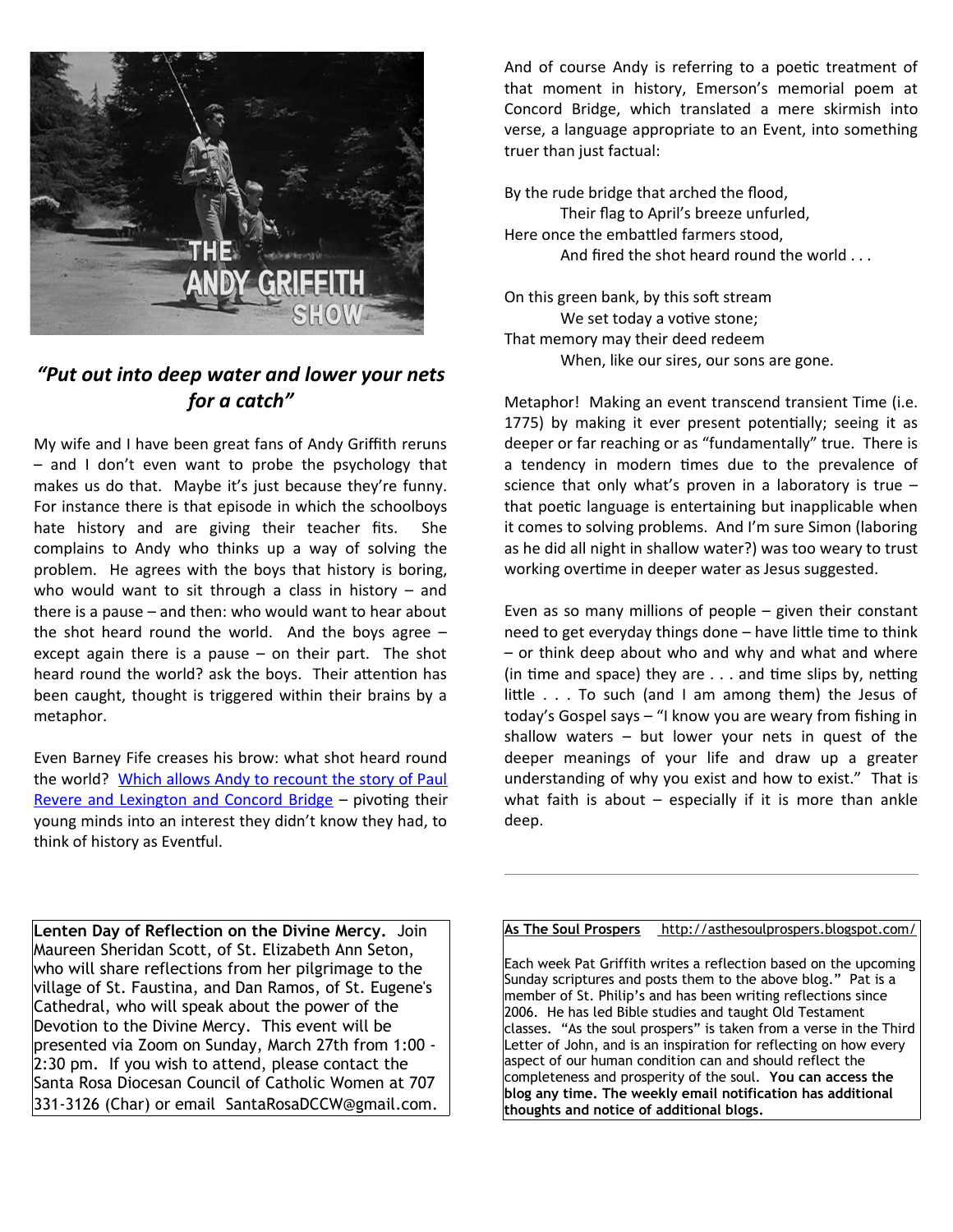## *"Put out into deep water and lower your nets for a catch"*

My wife and I have been great fans of Andy Griffith reruns – and I don't even want to probe the psychology that makes us do that. Maybe it's just because they're funny. For instance there is that episode in which the schoolboys hate history and are giving their teacher fits. She complains to Andy who thinks up a way of solving the problem. He agrees with the boys that history is boring, who would want to sit through a class in history – and there is a pause – and then: who would want to hear about the shot heard round the world. And the boys agree – except again there is a pause – on their part. The shot heard round the world? ask the boys. Their attention has been caught, thought is triggered within their brains by a metaphor.

Even Barney Fife creases his brow: what shot heard round the world? Which allows Andy to recount the story of Paul Revere and Lexington and Concord Bridge – pivoting their young minds into an interest they didn't know they had, to think of history as Eventful.

And of course Andy is referring to a poetic treatment of that moment in history, Emerson's memorial poem at Concord Bridge, which translated a mere skirmish into verse, a language appropriate to an Event, into something truer than just factual:

By the rude bridge that arched the flood,
Their flag to April's breeze unfurled,
Here once the embattled farmers stood,
And fired the shot heard round the world . . .

On this green bank, by this soft stream
We set today a votive stone;
That memory may their deed redeem
When, like our sires, our sons are gone.

Metaphor! Making an event transcend transient Time (i.e. 1775) by making it ever present potentially; seeing it as deeper or far reaching or as "fundamentally" true. There is a tendency in modern times due to the prevalence of science that only what's proven in a laboratory is true – that poetic language is entertaining but inapplicable when it comes to solving problems. And I'm sure Simon (laboring as he did all night in shallow water?) was too weary to trust working overtime in deeper water as Jesus suggested.

Even as so many millions of people – given their constant need to get everyday things done – have little time to think – or think deep about who and why and what and where (in time and space) they are . . . and time slips by, netting little . . . To such (and I am among them) the Jesus of today's Gospel says – "I know you are weary from fishing in shallow waters – but lower your nets in quest of the deeper meanings of your life and draw up a greater understanding of why you exist and how to exist." That is what faith is about – especially if it is more than ankle deep.

---

**Lenten Day of Reflection on the Divine Mercy.** Join Maureen Sheridan Scott, of St. Elizabeth Ann Seton, who will share reflections from her pilgrimage to the village of St. Faustina, and Dan Ramos, of St. Eugene's Cathedral, who will speak about the power of the Devotion to the Divine Mercy. This event will be presented via Zoom on Sunday, March 27th from 1:00 - 2:30 pm. If you wish to attend, please contact the Santa Rosa Diocesan Council of Catholic Women at 707 331-3126 (Char) or email SantaRosaDCCW@gmail.com.

---

**As The Soul Prospers** http://asthesoulprospers.blogspot.com/

Each week Pat Griffith writes a reflection based on the upcoming Sunday scriptures and posts them to the above blog." Pat is a member of St. Philip's and has been writing reflections since 2006. He has led Bible studies and taught Old Testament classes. "As the soul prospers" is taken from a verse in the Third Letter of John, and is an inspiration for reflecting on how every aspect of our human condition can and should reflect the completeness and prosperity of the soul. **You can access the blog any time. The weekly email notification has additional thoughts and notice of additional blogs.**